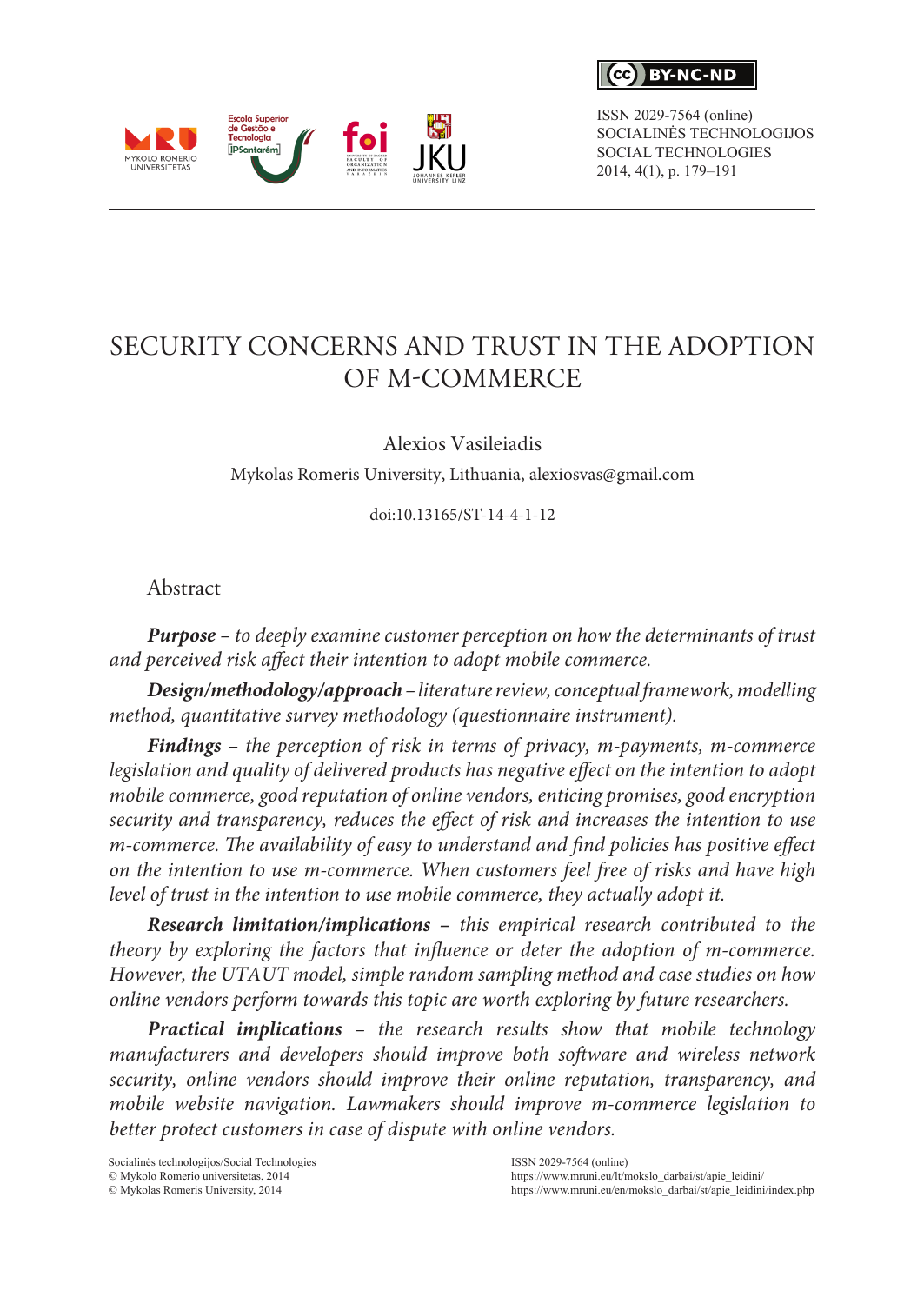# SECURITY CONCERNS AND TRUST IN THE ADOPTION OF M-COMMERCE

Alexios Vasileiadis

Mykolas Romeris University, Lithuania, alexiosvas@gmail.com

doi:10.13165/ST-14-4-1-12

## Abstract

***Purpose*** *– to deeply examine customer perception on how the determinants of trust and perceived risk affect their intention to adopt mobile commerce.*

***Design/methodology/approach*** *– literature review, conceptual framework, modelling method, quantitative survey methodology (questionnaire instrument).*

***Findings*** *– the perception of risk in terms of privacy, m-payments, m-commerce legislation and quality of delivered products has negative effect on the intention to adopt mobile commerce, good reputation of online vendors, enticing promises, good encryption security and transparency, reduces the effect of risk and increases the intention to use m-commerce. The availability of easy to understand and find policies has positive effect on the intention to use m-commerce. When customers feel free of risks and have high level of trust in the intention to use mobile commerce, they actually adopt it.*

***Research limitation/implications*** *– this empirical research contributed to the theory by exploring the factors that influence or deter the adoption of m-commerce. However, the UTAUT model, simple random sampling method and case studies on how online vendors perform towards this topic are worth exploring by future researchers.*

***Practical implications*** *– the research results show that mobile technology manufacturers and developers should improve both software and wireless network security, online vendors should improve their online reputation, transparency, and mobile website navigation. Lawmakers should improve m-commerce legislation to better protect customers in case of dispute with online vendors.*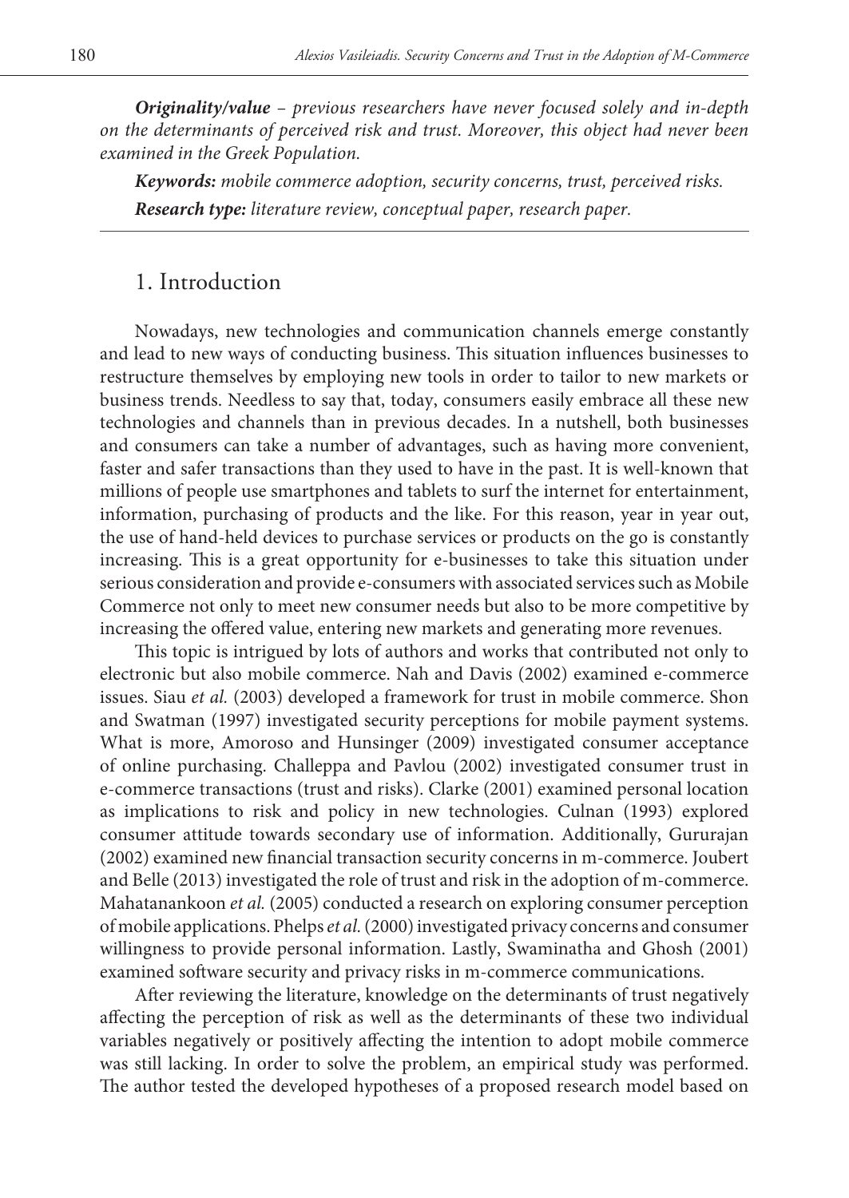***Originality/value*** *– previous researchers have never focused solely and in-depth on the determinants of perceived risk and trust. Moreover, this object had never been examined in the Greek Population.*

***Keywords:*** *mobile commerce adoption, security concerns, trust, perceived risks.*

***Research type:*** *literature review, conceptual paper, research paper.*

## 1. Introduction

Nowadays, new technologies and communication channels emerge constantly and lead to new ways of conducting business. This situation influences businesses to restructure themselves by employing new tools in order to tailor to new markets or business trends. Needless to say that, today, consumers easily embrace all these new technologies and channels than in previous decades. In a nutshell, both businesses and consumers can take a number of advantages, such as having more convenient, faster and safer transactions than they used to have in the past. It is well-known that millions of people use smartphones and tablets to surf the internet for entertainment, information, purchasing of products and the like. For this reason, year in year out, the use of hand-held devices to purchase services or products on the go is constantly increasing. This is a great opportunity for e-businesses to take this situation under serious consideration and provide e-consumers with associated services such as Mobile Commerce not only to meet new consumer needs but also to be more competitive by increasing the offered value, entering new markets and generating more revenues.

This topic is intrigued by lots of authors and works that contributed not only to electronic but also mobile commerce. Nah and Davis (2002) examined e-commerce issues. Siau *et al.* (2003) developed a framework for trust in mobile commerce. Shon and Swatman (1997) investigated security perceptions for mobile payment systems. What is more, Amoroso and Hunsinger (2009) investigated consumer acceptance of online purchasing. Challeppa and Pavlou (2002) investigated consumer trust in e-commerce transactions (trust and risks). Clarke (2001) examined personal location as implications to risk and policy in new technologies. Culnan (1993) explored consumer attitude towards secondary use of information. Additionally, Gururajan (2002) examined new financial transaction security concerns in m-commerce. Joubert and Belle (2013) investigated the role of trust and risk in the adoption of m-commerce. Mahatanankoon *et al.* (2005) conducted a research on exploring consumer perception of mobile applications. Phelps *et al.* (2000) investigated privacy concerns and consumer willingness to provide personal information. Lastly, Swaminatha and Ghosh (2001) examined software security and privacy risks in m-commerce communications.

After reviewing the literature, knowledge on the determinants of trust negatively affecting the perception of risk as well as the determinants of these two individual variables negatively or positively affecting the intention to adopt mobile commerce was still lacking. In order to solve the problem, an empirical study was performed. The author tested the developed hypotheses of a proposed research model based on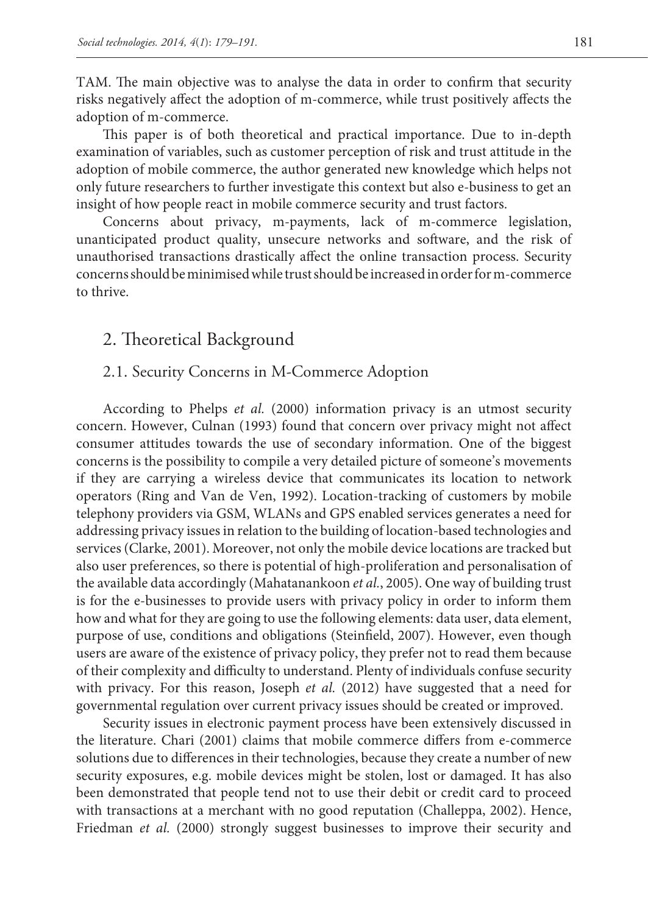TAM. The main objective was to analyse the data in order to confirm that security risks negatively affect the adoption of m-commerce, while trust positively affects the adoption of m-commerce.

This paper is of both theoretical and practical importance. Due to in-depth examination of variables, such as customer perception of risk and trust attitude in the adoption of mobile commerce, the author generated new knowledge which helps not only future researchers to further investigate this context but also e-business to get an insight of how people react in mobile commerce security and trust factors.

Concerns about privacy, m-payments, lack of m-commerce legislation, unanticipated product quality, unsecure networks and software, and the risk of unauthorised transactions drastically affect the online transaction process. Security concerns should be minimised while trust should be increased in order for m-commerce to thrive.

## 2. Theoretical Background

### 2.1. Security Concerns in M-Commerce Adoption

According to Phelps *et al.* (2000) information privacy is an utmost security concern. However, Culnan (1993) found that concern over privacy might not affect consumer attitudes towards the use of secondary information. One of the biggest concerns is the possibility to compile a very detailed picture of someone's movements if they are carrying a wireless device that communicates its location to network operators (Ring and Van de Ven, 1992). Location-tracking of customers by mobile telephony providers via GSM, WLANs and GPS enabled services generates a need for addressing privacy issues in relation to the building of location-based technologies and services (Clarke, 2001). Moreover, not only the mobile device locations are tracked but also user preferences, so there is potential of high-proliferation and personalisation of the available data accordingly (Mahatanankoon *et al.*, 2005). One way of building trust is for the e-businesses to provide users with privacy policy in order to inform them how and what for they are going to use the following elements: data user, data element, purpose of use, conditions and obligations (Steinfield, 2007). However, even though users are aware of the existence of privacy policy, they prefer not to read them because of their complexity and difficulty to understand. Plenty of individuals confuse security with privacy. For this reason, Joseph *et al.* (2012) have suggested that a need for governmental regulation over current privacy issues should be created or improved.

Security issues in electronic payment process have been extensively discussed in the literature. Chari (2001) claims that mobile commerce differs from e-commerce solutions due to differences in their technologies, because they create a number of new security exposures, e.g. mobile devices might be stolen, lost or damaged. It has also been demonstrated that people tend not to use their debit or credit card to proceed with transactions at a merchant with no good reputation (Challeppa, 2002). Hence, Friedman *et al.* (2000) strongly suggest businesses to improve their security and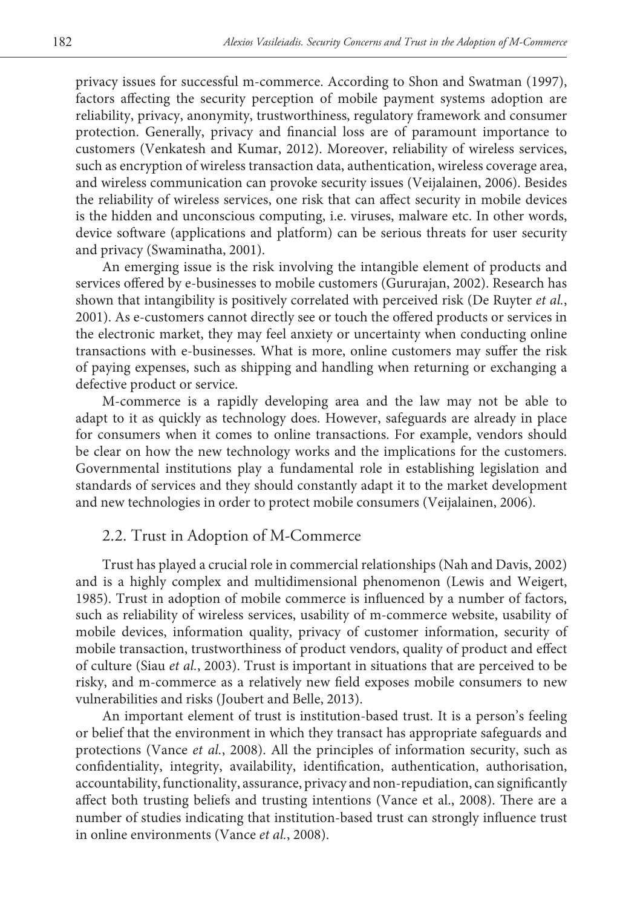privacy issues for successful m-commerce. According to Shon and Swatman (1997), factors affecting the security perception of mobile payment systems adoption are reliability, privacy, anonymity, trustworthiness, regulatory framework and consumer protection. Generally, privacy and financial loss are of paramount importance to customers (Venkatesh and Kumar, 2012). Moreover, reliability of wireless services, such as encryption of wireless transaction data, authentication, wireless coverage area, and wireless communication can provoke security issues (Veijalainen, 2006). Besides the reliability of wireless services, one risk that can affect security in mobile devices is the hidden and unconscious computing, i.e. viruses, malware etc. In other words, device software (applications and platform) can be serious threats for user security and privacy (Swaminatha, 2001).

An emerging issue is the risk involving the intangible element of products and services offered by e-businesses to mobile customers (Gururajan, 2002). Research has shown that intangibility is positively correlated with perceived risk (De Ruyter *et al.*, 2001). As e-customers cannot directly see or touch the offered products or services in the electronic market, they may feel anxiety or uncertainty when conducting online transactions with e-businesses. What is more, online customers may suffer the risk of paying expenses, such as shipping and handling when returning or exchanging a defective product or service.

M-commerce is a rapidly developing area and the law may not be able to adapt to it as quickly as technology does. However, safeguards are already in place for consumers when it comes to online transactions. For example, vendors should be clear on how the new technology works and the implications for the customers. Governmental institutions play a fundamental role in establishing legislation and standards of services and they should constantly adapt it to the market development and new technologies in order to protect mobile consumers (Veijalainen, 2006).

## 2.2. Trust in Adoption of M-Commerce

Trust has played a crucial role in commercial relationships (Nah and Davis, 2002) and is a highly complex and multidimensional phenomenon (Lewis and Weigert, 1985). Trust in adoption of mobile commerce is influenced by a number of factors, such as reliability of wireless services, usability of m-commerce website, usability of mobile devices, information quality, privacy of customer information, security of mobile transaction, trustworthiness of product vendors, quality of product and effect of culture (Siau *et al.*, 2003). Trust is important in situations that are perceived to be risky, and m-commerce as a relatively new field exposes mobile consumers to new vulnerabilities and risks (Joubert and Belle, 2013).

An important element of trust is institution-based trust. It is a person's feeling or belief that the environment in which they transact has appropriate safeguards and protections (Vance *et al.*, 2008). All the principles of information security, such as confidentiality, integrity, availability, identification, authentication, authorisation, accountability, functionality, assurance, privacy and non-repudiation, can significantly affect both trusting beliefs and trusting intentions (Vance et al., 2008). There are a number of studies indicating that institution-based trust can strongly influence trust in online environments (Vance *et al.*, 2008).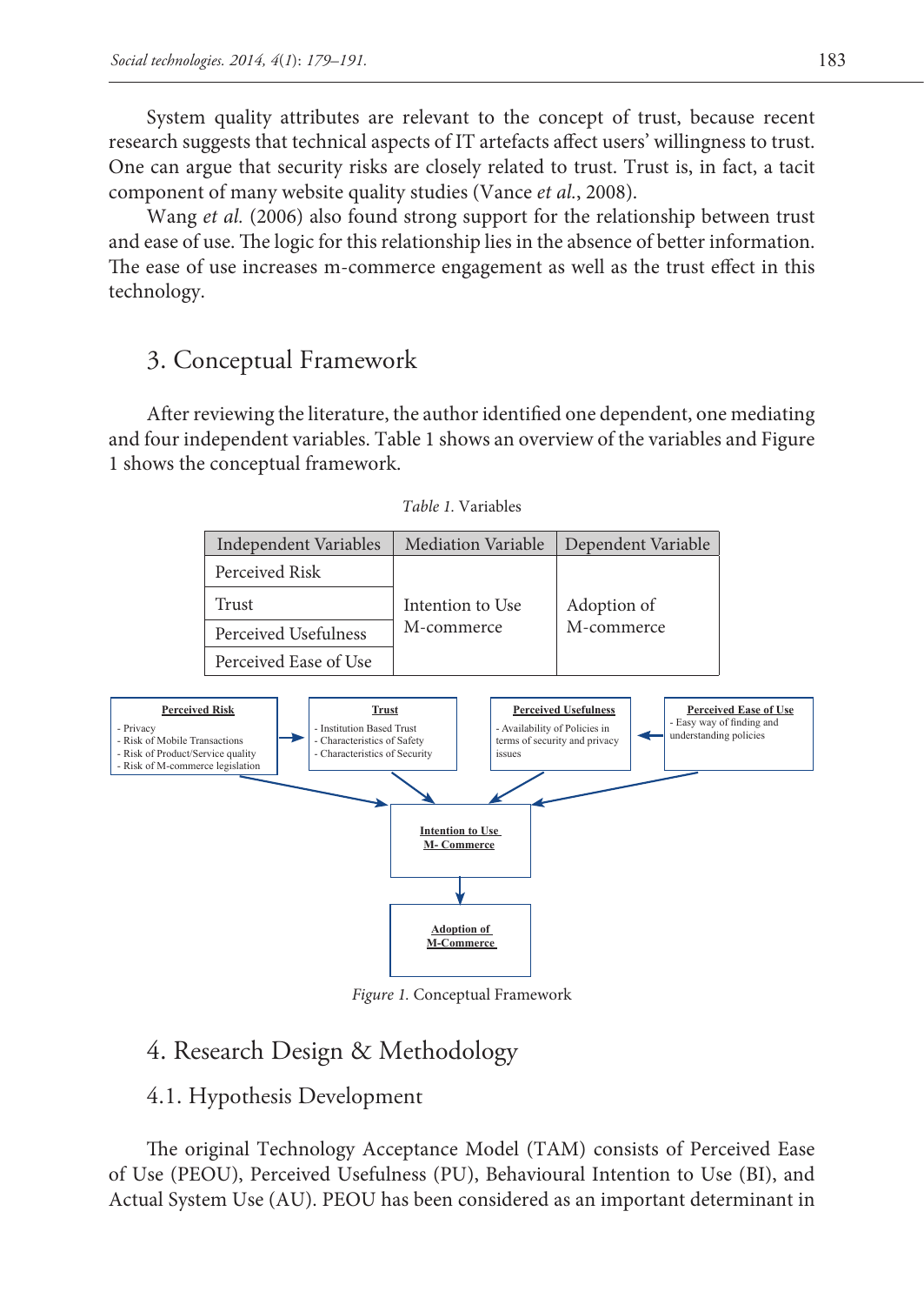System quality attributes are relevant to the concept of trust, because recent research suggests that technical aspects of IT artefacts affect users' willingness to trust. One can argue that security risks are closely related to trust. Trust is, in fact, a tacit component of many website quality studies (Vance *et al.*, 2008).

Wang *et al.* (2006) also found strong support for the relationship between trust and ease of use. The logic for this relationship lies in the absence of better information. The ease of use increases m-commerce engagement as well as the trust effect in this technology.

## 3. Conceptual Framework

After reviewing the literature, the author identified one dependent, one mediating and four independent variables. Table 1 shows an overview of the variables and Figure 1 shows the conceptual framework.

*Table 1.* Variables

| Independent Variables | Mediation Variable | Dependent Variable |
|---|---|---|
| Perceived Risk | Intention to Use M-commerce | Adoption of M-commerce |
| Trust | | |
| Perceived Usefulness | | |
| Perceived Ease of Use | | |

**Perceived Risk**
- Privacy
- Risk of Mobile Transactions
- Risk of Product/Service quality
- Risk of M-commerce legislation

**Trust**
- Institution Based Trust
- Characteristics of Safety
- Characteristics of Security

**Perceived Usefulness**
- Availability of Policies in terms of security and privacy issues

**Perceived Ease of Use**
- Easy way of finding and understanding policies

**Intention to Use M- Commerce**

**Adoption of M-Commerce**

*Figure 1.* Conceptual Framework

## 4. Research Design & Methodology

### 4.1. Hypothesis Development

The original Technology Acceptance Model (TAM) consists of Perceived Ease of Use (PEOU), Perceived Usefulness (PU), Behavioural Intention to Use (BI), and Actual System Use (AU). PEOU has been considered as an important determinant in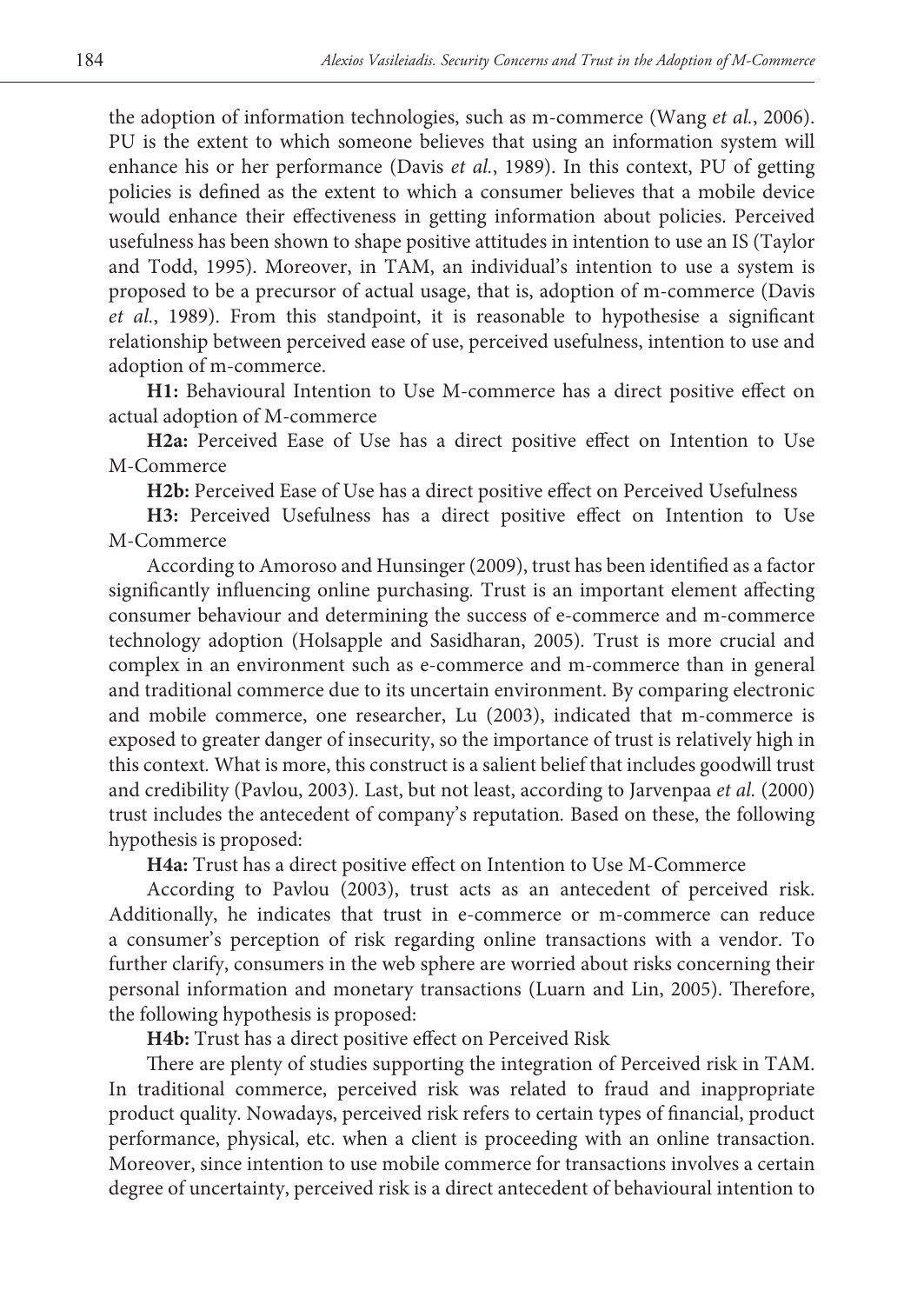the adoption of information technologies, such as m-commerce (Wang *et al.*, 2006). PU is the extent to which someone believes that using an information system will enhance his or her performance (Davis *et al.*, 1989). In this context, PU of getting policies is defined as the extent to which a consumer believes that a mobile device would enhance their effectiveness in getting information about policies. Perceived usefulness has been shown to shape positive attitudes in intention to use an IS (Taylor and Todd, 1995). Moreover, in TAM, an individual's intention to use a system is proposed to be a precursor of actual usage, that is, adoption of m-commerce (Davis *et al.*, 1989). From this standpoint, it is reasonable to hypothesise a significant relationship between perceived ease of use, perceived usefulness, intention to use and adoption of m-commerce.

**H1:** Behavioural Intention to Use M-commerce has a direct positive effect on actual adoption of M-commerce

**H2a:** Perceived Ease of Use has a direct positive effect on Intention to Use M-Commerce

**H2b:** Perceived Ease of Use has a direct positive effect on Perceived Usefulness

**H3:** Perceived Usefulness has a direct positive effect on Intention to Use M-Commerce

According to Amoroso and Hunsinger (2009), trust has been identified as a factor significantly influencing online purchasing. Trust is an important element affecting consumer behaviour and determining the success of e-commerce and m-commerce technology adoption (Holsapple and Sasidharan, 2005). Trust is more crucial and complex in an environment such as e-commerce and m-commerce than in general and traditional commerce due to its uncertain environment. By comparing electronic and mobile commerce, one researcher, Lu (2003), indicated that m-commerce is exposed to greater danger of insecurity, so the importance of trust is relatively high in this context. What is more, this construct is a salient belief that includes goodwill trust and credibility (Pavlou, 2003). Last, but not least, according to Jarvenpaa *et al.* (2000) trust includes the antecedent of company's reputation. Based on these, the following hypothesis is proposed:

**H4a:** Trust has a direct positive effect on Intention to Use M-Commerce

According to Pavlou (2003), trust acts as an antecedent of perceived risk. Additionally, he indicates that trust in e-commerce or m-commerce can reduce a consumer's perception of risk regarding online transactions with a vendor. To further clarify, consumers in the web sphere are worried about risks concerning their personal information and monetary transactions (Luarn and Lin, 2005). Therefore, the following hypothesis is proposed:

**H4b:** Trust has a direct positive effect on Perceived Risk

There are plenty of studies supporting the integration of Perceived risk in TAM. In traditional commerce, perceived risk was related to fraud and inappropriate product quality. Nowadays, perceived risk refers to certain types of financial, product performance, physical, etc. when a client is proceeding with an online transaction. Moreover, since intention to use mobile commerce for transactions involves a certain degree of uncertainty, perceived risk is a direct antecedent of behavioural intention to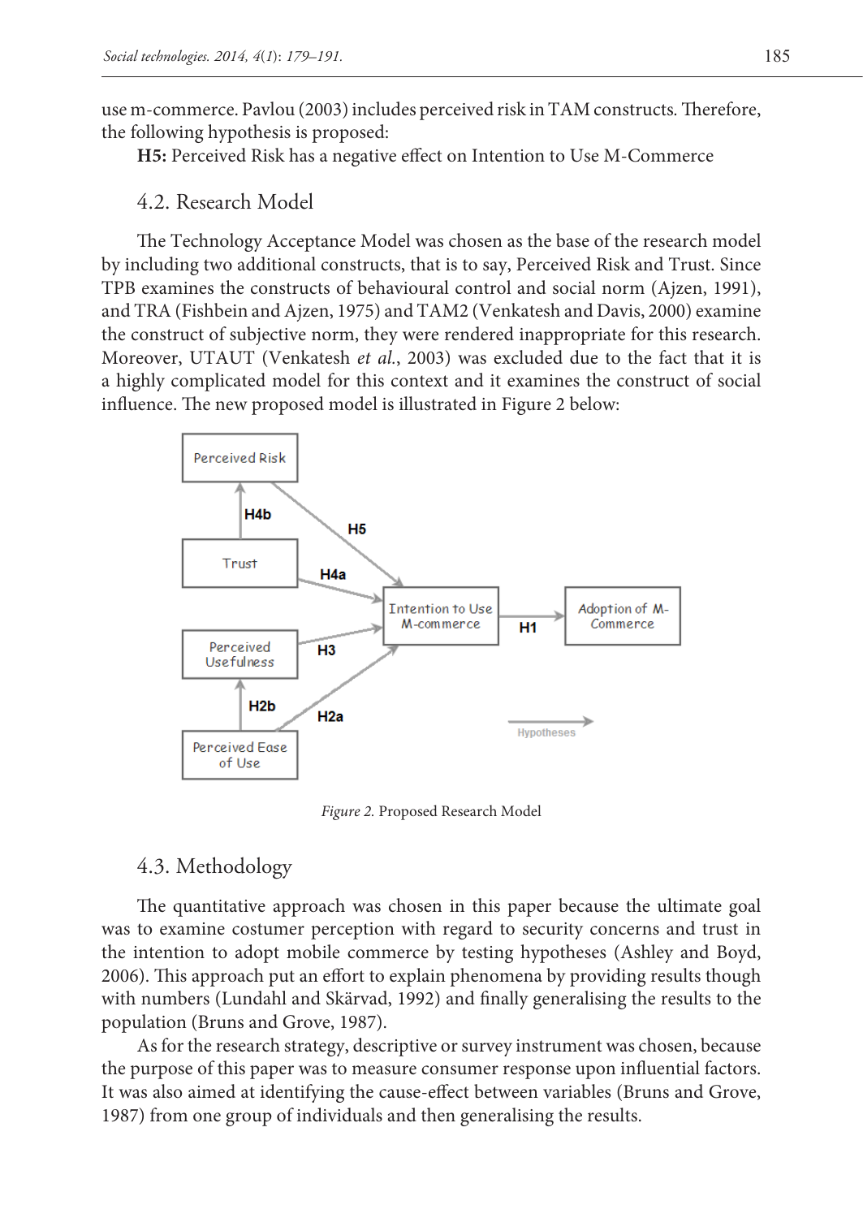use m-commerce. Pavlou (2003) includes perceived risk in TAM constructs. Therefore, the following hypothesis is proposed:

**H5:** Perceived Risk has a negative effect on Intention to Use M-Commerce

### 4.2. Research Model

The Technology Acceptance Model was chosen as the base of the research model by including two additional constructs, that is to say, Perceived Risk and Trust. Since TPB examines the constructs of behavioural control and social norm (Ajzen, 1991), and TRA (Fishbein and Ajzen, 1975) and TAM2 (Venkatesh and Davis, 2000) examine the construct of subjective norm, they were rendered inappropriate for this research. Moreover, UTAUT (Venkatesh *et al.*, 2003) was excluded due to the fact that it is a highly complicated model for this context and it examines the construct of social influence. The new proposed model is illustrated in Figure 2 below:

*Figure 2.* Proposed Research Model

### 4.3. Methodology

The quantitative approach was chosen in this paper because the ultimate goal was to examine costumer perception with regard to security concerns and trust in the intention to adopt mobile commerce by testing hypotheses (Ashley and Boyd, 2006). This approach put an effort to explain phenomena by providing results though with numbers (Lundahl and Skärvad, 1992) and finally generalising the results to the population (Bruns and Grove, 1987).

As for the research strategy, descriptive or survey instrument was chosen, because the purpose of this paper was to measure consumer response upon influential factors. It was also aimed at identifying the cause-effect between variables (Bruns and Grove, 1987) from one group of individuals and then generalising the results.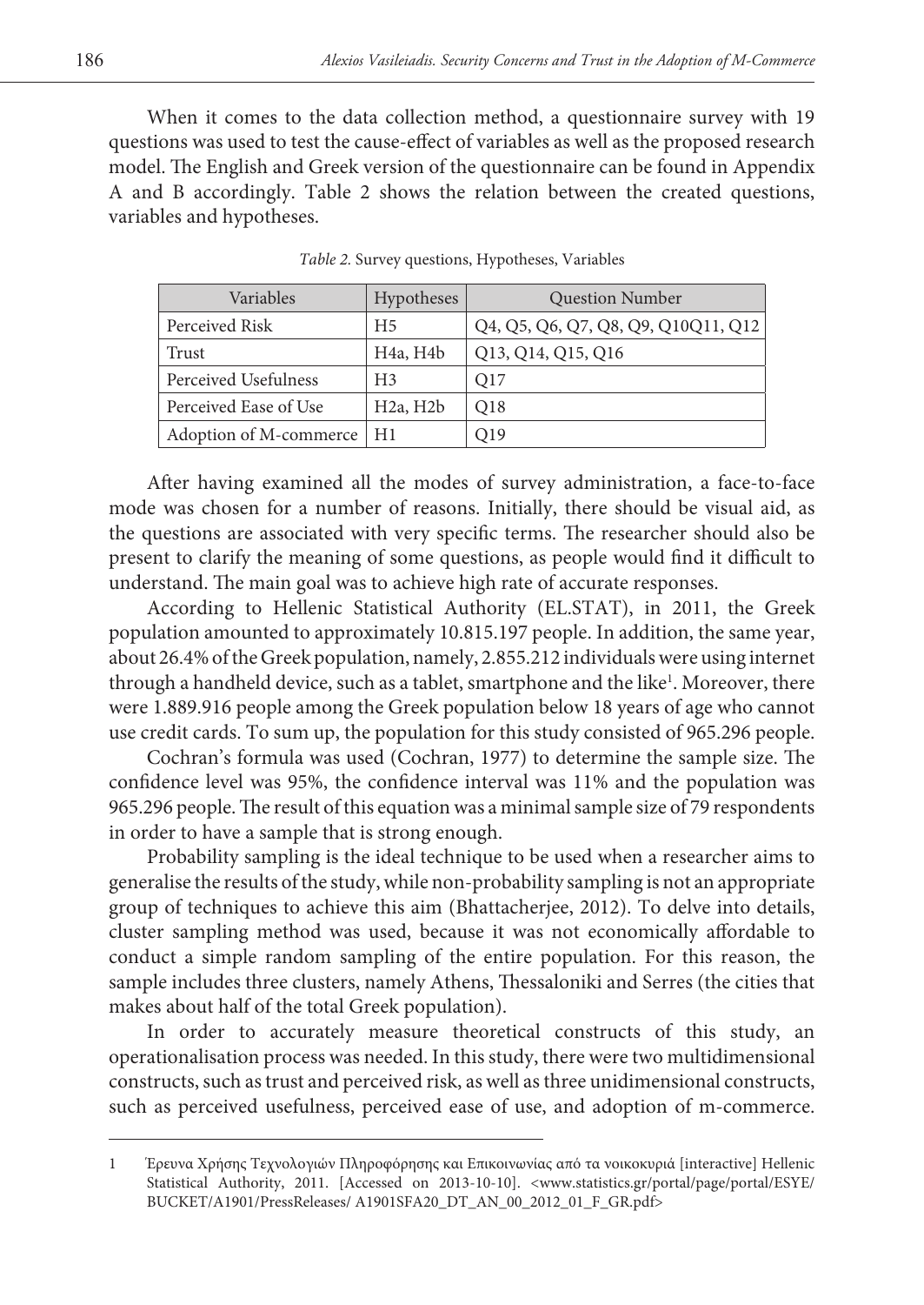When it comes to the data collection method, a questionnaire survey with 19 questions was used to test the cause-effect of variables as well as the proposed research model. The English and Greek version of the questionnaire can be found in Appendix A and B accordingly. Table 2 shows the relation between the created questions, variables and hypotheses.

*Table 2.* Survey questions, Hypotheses, Variables

| Variables | Hypotheses | Question Number |
|---|---|---|
| Perceived Risk | H5 | Q4, Q5, Q6, Q7, Q8, Q9, Q10Q11, Q12 |
| Trust | H4a, H4b | Q13, Q14, Q15, Q16 |
| Perceived Usefulness | H3 | Q17 |
| Perceived Ease of Use | H2a, H2b | Q18 |
| Adoption of M-commerce | H1 | Q19 |

After having examined all the modes of survey administration, a face-to-face mode was chosen for a number of reasons. Initially, there should be visual aid, as the questions are associated with very specific terms. The researcher should also be present to clarify the meaning of some questions, as people would find it difficult to understand. The main goal was to achieve high rate of accurate responses.

According to Hellenic Statistical Authority (EL.STAT), in 2011, the Greek population amounted to approximately 10.815.197 people. In addition, the same year, about 26.4% of the Greek population, namely, 2.855.212 individuals were using internet through a handheld device, such as a tablet, smartphone and the like[1]. Moreover, there were 1.889.916 people among the Greek population below 18 years of age who cannot use credit cards. To sum up, the population for this study consisted of 965.296 people.

Cochran's formula was used (Cochran, 1977) to determine the sample size. The confidence level was 95%, the confidence interval was 11% and the population was 965.296 people. The result of this equation was a minimal sample size of 79 respondents in order to have a sample that is strong enough.

Probability sampling is the ideal technique to be used when a researcher aims to generalise the results of the study, while non-probability sampling is not an appropriate group of techniques to achieve this aim (Bhattacherjee, 2012). To delve into details, cluster sampling method was used, because it was not economically affordable to conduct a simple random sampling of the entire population. For this reason, the sample includes three clusters, namely Athens, Thessaloniki and Serres (the cities that makes about half of the total Greek population).

In order to accurately measure theoretical constructs of this study, an operationalisation process was needed. In this study, there were two multidimensional constructs, such as trust and perceived risk, as well as three unidimensional constructs, such as perceived usefulness, perceived ease of use, and adoption of m-commerce.

1 Έρευνα Χρήσης Τεχνολογιών Πληροφόρησης και Επικοινωνίας από τα νοικοκυριά [interactive] Hellenic Statistical Authority, 2011. [Accessed on 2013-10-10]. <www.statistics.gr/portal/page/portal/ESYE/BUCKET/A1901/PressReleases/ A1901SFA20_DT_AN_00_2012_01_F_GR.pdf>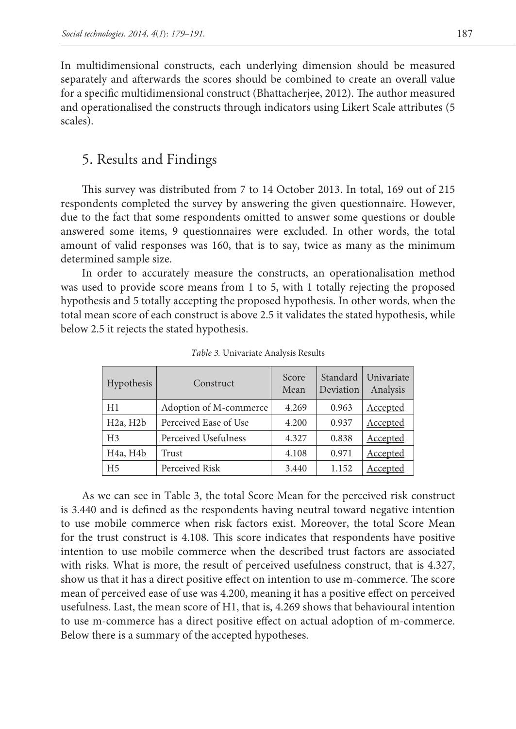In multidimensional constructs, each underlying dimension should be measured separately and afterwards the scores should be combined to create an overall value for a specific multidimensional construct (Bhattacherjee, 2012). The author measured and operationalised the constructs through indicators using Likert Scale attributes (5 scales).

## 5. Results and Findings

This survey was distributed from 7 to 14 October 2013. In total, 169 out of 215 respondents completed the survey by answering the given questionnaire. However, due to the fact that some respondents omitted to answer some questions or double answered some items, 9 questionnaires were excluded. In other words, the total amount of valid responses was 160, that is to say, twice as many as the minimum determined sample size.

In order to accurately measure the constructs, an operationalisation method was used to provide score means from 1 to 5, with 1 totally rejecting the proposed hypothesis and 5 totally accepting the proposed hypothesis. In other words, when the total mean score of each construct is above 2.5 it validates the stated hypothesis, while below 2.5 it rejects the stated hypothesis.

*Table 3.* Univariate Analysis Results

| Hypothesis | Construct | Score Mean | Standard Deviation | Univariate Analysis |
|---|---|---|---|---|
| H1 | Adoption of M-commerce | 4.269 | 0.963 | Accepted |
| H2a, H2b | Perceived Ease of Use | 4.200 | 0.937 | Accepted |
| H3 | Perceived Usefulness | 4.327 | 0.838 | Accepted |
| H4a, H4b | Trust | 4.108 | 0.971 | Accepted |
| H5 | Perceived Risk | 3.440 | 1.152 | Accepted |

As we can see in Table 3, the total Score Mean for the perceived risk construct is 3.440 and is defined as the respondents having neutral toward negative intention to use mobile commerce when risk factors exist. Moreover, the total Score Mean for the trust construct is 4.108. This score indicates that respondents have positive intention to use mobile commerce when the described trust factors are associated with risks. What is more, the result of perceived usefulness construct, that is 4.327, show us that it has a direct positive effect on intention to use m-commerce. The score mean of perceived ease of use was 4.200, meaning it has a positive effect on perceived usefulness. Last, the mean score of H1, that is, 4.269 shows that behavioural intention to use m-commerce has a direct positive effect on actual adoption of m-commerce. Below there is a summary of the accepted hypotheses.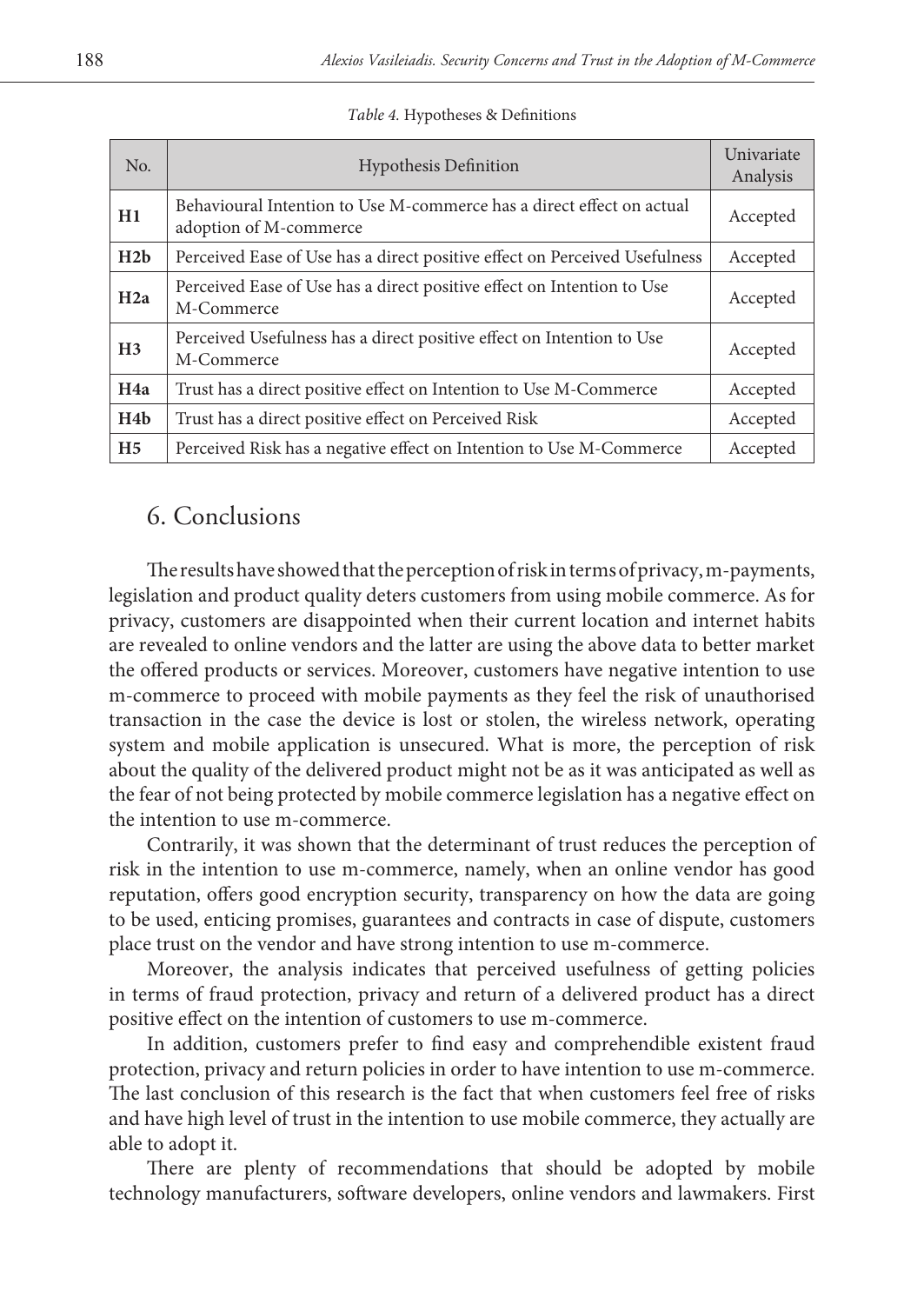*Table 4.* Hypotheses & Definitions

| No. | Hypothesis Definition | Univariate Analysis |
|---|---|---|
| **H1** | Behavioural Intention to Use M-commerce has a direct effect on actual adoption of M-commerce | Accepted |
| **H2b** | Perceived Ease of Use has a direct positive effect on Perceived Usefulness | Accepted |
| **H2a** | Perceived Ease of Use has a direct positive effect on Intention to Use M-Commerce | Accepted |
| **H3** | Perceived Usefulness has a direct positive effect on Intention to Use M-Commerce | Accepted |
| **H4a** | Trust has a direct positive effect on Intention to Use M-Commerce | Accepted |
| **H4b** | Trust has a direct positive effect on Perceived Risk | Accepted |
| **H5** | Perceived Risk has a negative effect on Intention to Use M-Commerce | Accepted |

## 6. Conclusions

The results have showed that the perception of risk in terms of privacy, m-payments, legislation and product quality deters customers from using mobile commerce. As for privacy, customers are disappointed when their current location and internet habits are revealed to online vendors and the latter are using the above data to better market the offered products or services. Moreover, customers have negative intention to use m-commerce to proceed with mobile payments as they feel the risk of unauthorised transaction in the case the device is lost or stolen, the wireless network, operating system and mobile application is unsecured. What is more, the perception of risk about the quality of the delivered product might not be as it was anticipated as well as the fear of not being protected by mobile commerce legislation has a negative effect on the intention to use m-commerce.

Contrarily, it was shown that the determinant of trust reduces the perception of risk in the intention to use m-commerce, namely, when an online vendor has good reputation, offers good encryption security, transparency on how the data are going to be used, enticing promises, guarantees and contracts in case of dispute, customers place trust on the vendor and have strong intention to use m-commerce.

Moreover, the analysis indicates that perceived usefulness of getting policies in terms of fraud protection, privacy and return of a delivered product has a direct positive effect on the intention of customers to use m-commerce.

In addition, customers prefer to find easy and comprehendible existent fraud protection, privacy and return policies in order to have intention to use m-commerce. The last conclusion of this research is the fact that when customers feel free of risks and have high level of trust in the intention to use mobile commerce, they actually are able to adopt it.

There are plenty of recommendations that should be adopted by mobile technology manufacturers, software developers, online vendors and lawmakers. First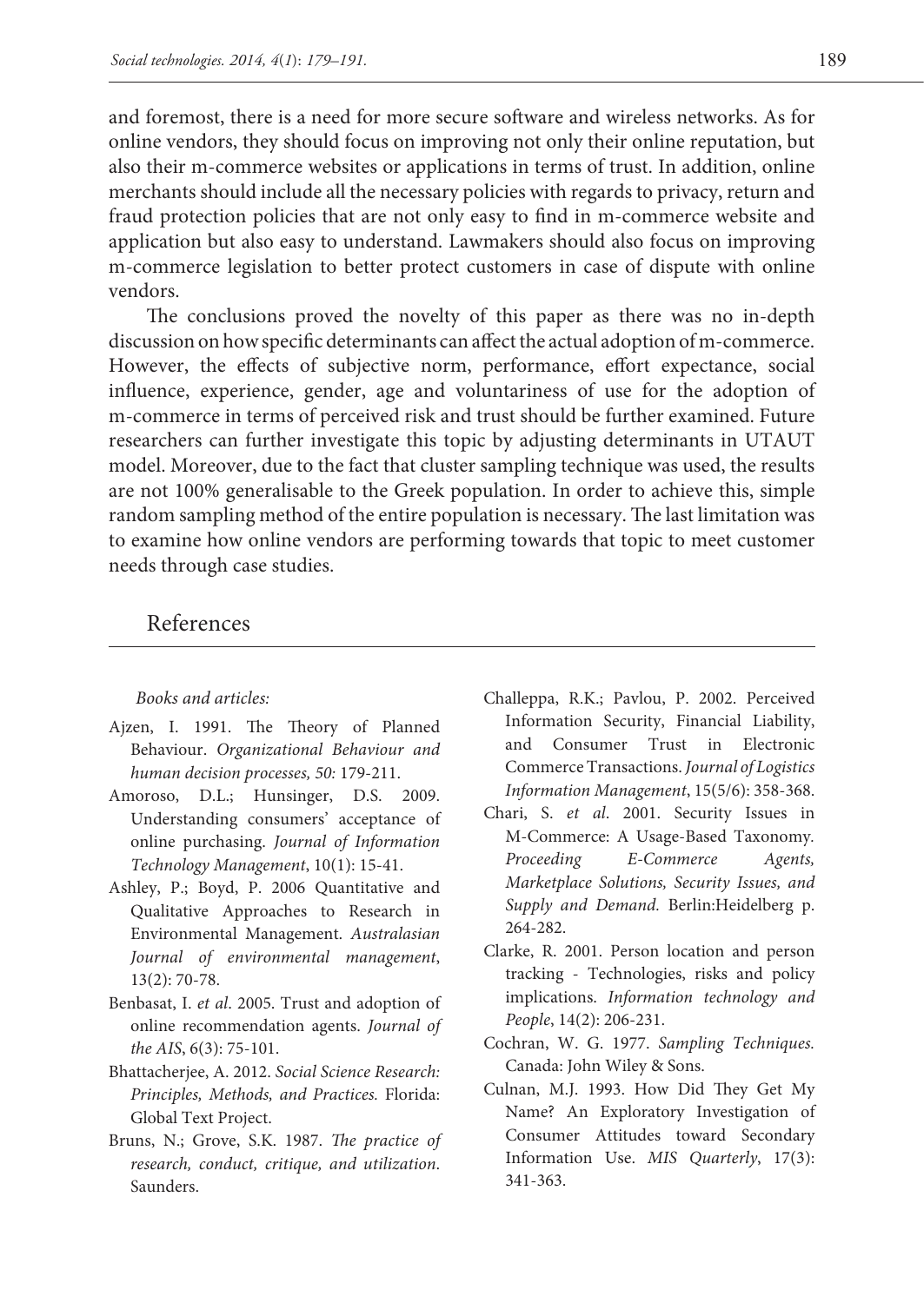and foremost, there is a need for more secure software and wireless networks. As for online vendors, they should focus on improving not only their online reputation, but also their m-commerce websites or applications in terms of trust. In addition, online merchants should include all the necessary policies with regards to privacy, return and fraud protection policies that are not only easy to find in m-commerce website and application but also easy to understand. Lawmakers should also focus on improving m-commerce legislation to better protect customers in case of dispute with online vendors.

The conclusions proved the novelty of this paper as there was no in-depth discussion on how specific determinants can affect the actual adoption of m-commerce. However, the effects of subjective norm, performance, effort expectance, social influence, experience, gender, age and voluntariness of use for the adoption of m-commerce in terms of perceived risk and trust should be further examined. Future researchers can further investigate this topic by adjusting determinants in UTAUT model. Moreover, due to the fact that cluster sampling technique was used, the results are not 100% generalisable to the Greek population. In order to achieve this, simple random sampling method of the entire population is necessary. The last limitation was to examine how online vendors are performing towards that topic to meet customer needs through case studies.

## References

*Books and articles:*

Ajzen, I. 1991. The Theory of Planned Behaviour. *Organizational Behaviour and human decision processes, 50:* 179-211.

Amoroso, D.L.; Hunsinger, D.S. 2009. Understanding consumers' acceptance of online purchasing. *Journal of Information Technology Management*, 10(1): 15-41.

Ashley, P.; Boyd, P. 2006 Quantitative and Qualitative Approaches to Research in Environmental Management. *Australasian Journal of environmental management*, 13(2): 70-78.

Benbasat, I. *et al*. 2005. Trust and adoption of online recommendation agents. *Journal of the AIS*, 6(3): 75-101.

Bhattacherjee, A. 2012. *Social Science Research: Principles, Methods, and Practices.* Florida: Global Text Project.

Bruns, N.; Grove, S.K. 1987. *The practice of research, conduct, critique, and utilization*. Saunders.

Challeppa, R.K.; Pavlou, P. 2002. Perceived Information Security, Financial Liability, and Consumer Trust in Electronic Commerce Transactions. *Journal of Logistics Information Management*, 15(5/6): 358-368.

Chari, S. *et al*. 2001. Security Issues in M-Commerce: A Usage-Based Taxonomy. *Proceeding E-Commerce Agents, Marketplace Solutions, Security Issues, and Supply and Demand.* Berlin:Heidelberg p. 264-282.

Clarke, R. 2001. Person location and person tracking - Technologies, risks and policy implications. *Information technology and People*, 14(2): 206-231.

Cochran, W. G. 1977. *Sampling Techniques.* Canada: John Wiley & Sons.

Culnan, M.J. 1993. How Did They Get My Name? An Exploratory Investigation of Consumer Attitudes toward Secondary Information Use. *MIS Quarterly*, 17(3): 341-363.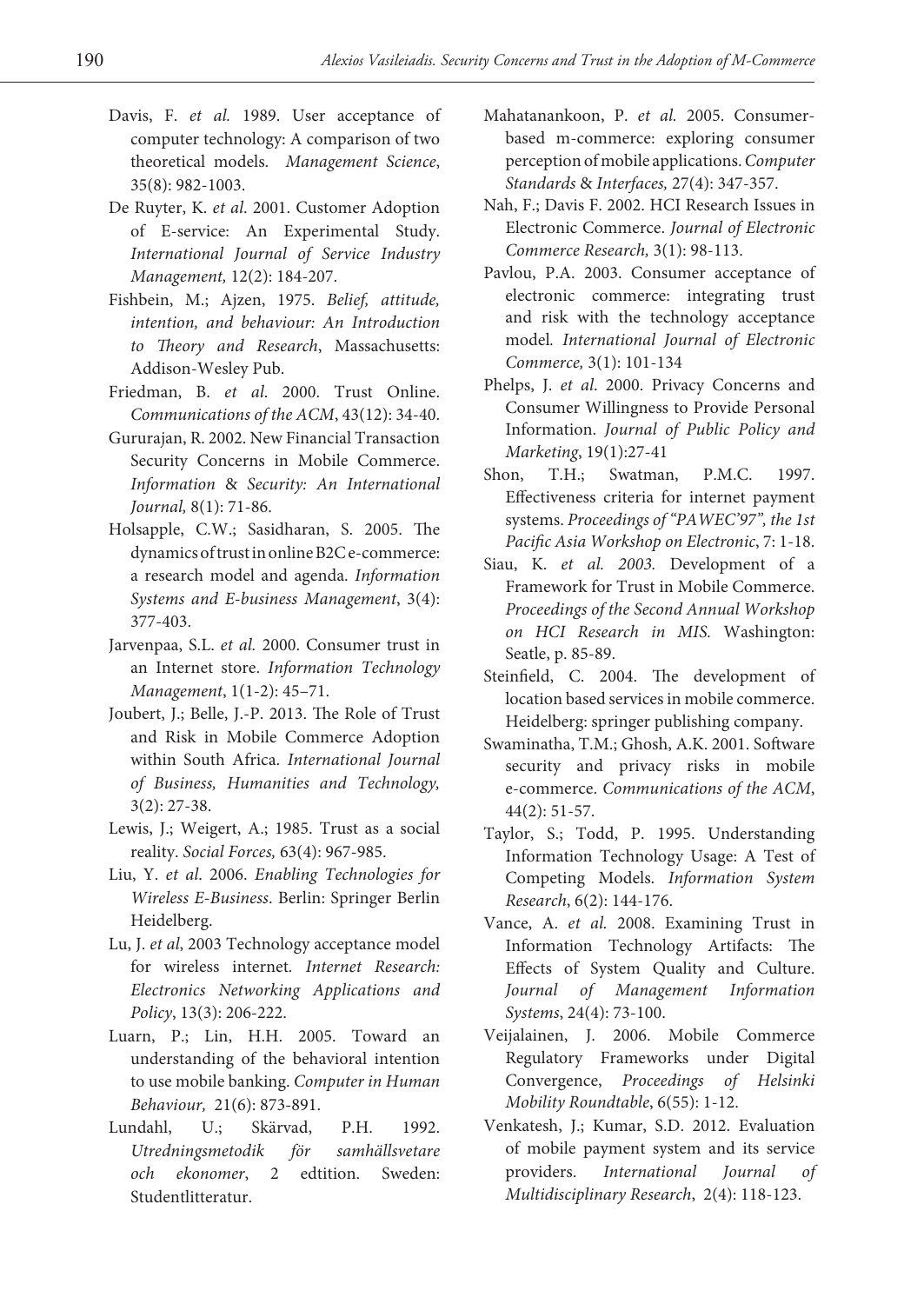Davis, F. *et al.* 1989. User acceptance of computer technology: A comparison of two theoretical models. *Management Science*, 35(8): 982-1003.

De Ruyter, K. *et al*. 2001. Customer Adoption of E-service: An Experimental Study. *International Journal of Service Industry Management,* 12(2): 184-207.

Fishbein, M.; Ajzen, 1975. *Belief, attitude, intention, and behaviour: An Introduction to Theory and Research*, Massachusetts: Addison-Wesley Pub.

Friedman, B. *et al*. 2000. Trust Online. *Communications of the ACM*, 43(12): 34-40.

Gururajan, R. 2002. New Financial Transaction Security Concerns in Mobile Commerce. *Information & Security: An International Journal,* 8(1): 71-86.

Holsapple, C.W.; Sasidharan, S. 2005. The dynamics of trust in online B2C e-commerce: a research model and agenda. *Information Systems and E-business Management*, 3(4): 377-403.

Jarvenpaa, S.L. *et al.* 2000. Consumer trust in an Internet store. *Information Technology Management*, 1(1-2): 45–71.

Joubert, J.; Belle, J.-P. 2013. The Role of Trust and Risk in Mobile Commerce Adoption within South Africa. *International Journal of Business, Humanities and Technology,* 3(2): 27-38.

Lewis, J.; Weigert, A.; 1985. Trust as a social reality. *Social Forces,* 63(4): 967-985.

Liu, Y. *et al*. 2006. *Enabling Technologies for Wireless E-Business*. Berlin: Springer Berlin Heidelberg.

Lu, J. *et al*, 2003 Technology acceptance model for wireless internet. *Internet Research: Electronics Networking Applications and Policy*, 13(3): 206-222.

Luarn, P.; Lin, H.H. 2005. Toward an understanding of the behavioral intention to use mobile banking. *Computer in Human Behaviour,* 21(6): 873-891.

Lundahl, U.; Skärvad, P.H. 1992. *Utredningsmetodik för samhällsvetare och ekonomer*, 2 edtition. Sweden: Studentlitteratur.

Mahatanankoon, P. *et al.* 2005. Consumer-based m-commerce: exploring consumer perception of mobile applications. *Computer Standards & Interfaces,* 27(4): 347-357.

Nah, F.; Davis F. 2002. HCI Research Issues in Electronic Commerce. *Journal of Electronic Commerce Research,* 3(1): 98-113.

Pavlou, P.A. 2003. Consumer acceptance of electronic commerce: integrating trust and risk with the technology acceptance model*. International Journal of Electronic Commerce,* 3(1): 101-134

Phelps, J. *et al*. 2000. Privacy Concerns and Consumer Willingness to Provide Personal Information. *Journal of Public Policy and Marketing*, 19(1):27-41

Shon, T.H.; Swatman, P.M.C. 1997. Effectiveness criteria for internet payment systems. *Proceedings of "PAWEC'97", the 1st Pacific Asia Workshop on Electronic*, 7: 1-18.

Siau, K. *et al. 2003.* Development of a Framework for Trust in Mobile Commerce. *Proceedings of the Second Annual Workshop on HCI Research in MIS.* Washington: Seatle, p. 85-89.

Steinfield, C. 2004. The development of location based services in mobile commerce. Heidelberg: springer publishing company.

Swaminatha, T.M.; Ghosh, A.K. 2001. Software security and privacy risks in mobile e-commerce. *Communications of the ACM*, 44(2): 51-57.

Taylor, S.; Todd, P. 1995. Understanding Information Technology Usage: A Test of Competing Models. *Information System Research*, 6(2): 144-176.

Vance, A. *et al.* 2008. Examining Trust in Information Technology Artifacts: The Effects of System Quality and Culture. *Journal of Management Information Systems*, 24(4): 73-100.

Veijalainen, J. 2006. Mobile Commerce Regulatory Frameworks under Digital Convergence, *Proceedings of Helsinki Mobility Roundtable*, 6(55): 1-12.

Venkatesh, J.; Kumar, S.D. 2012. Evaluation of mobile payment system and its service providers. *International Journal of Multidisciplinary Research*, 2(4): 118-123.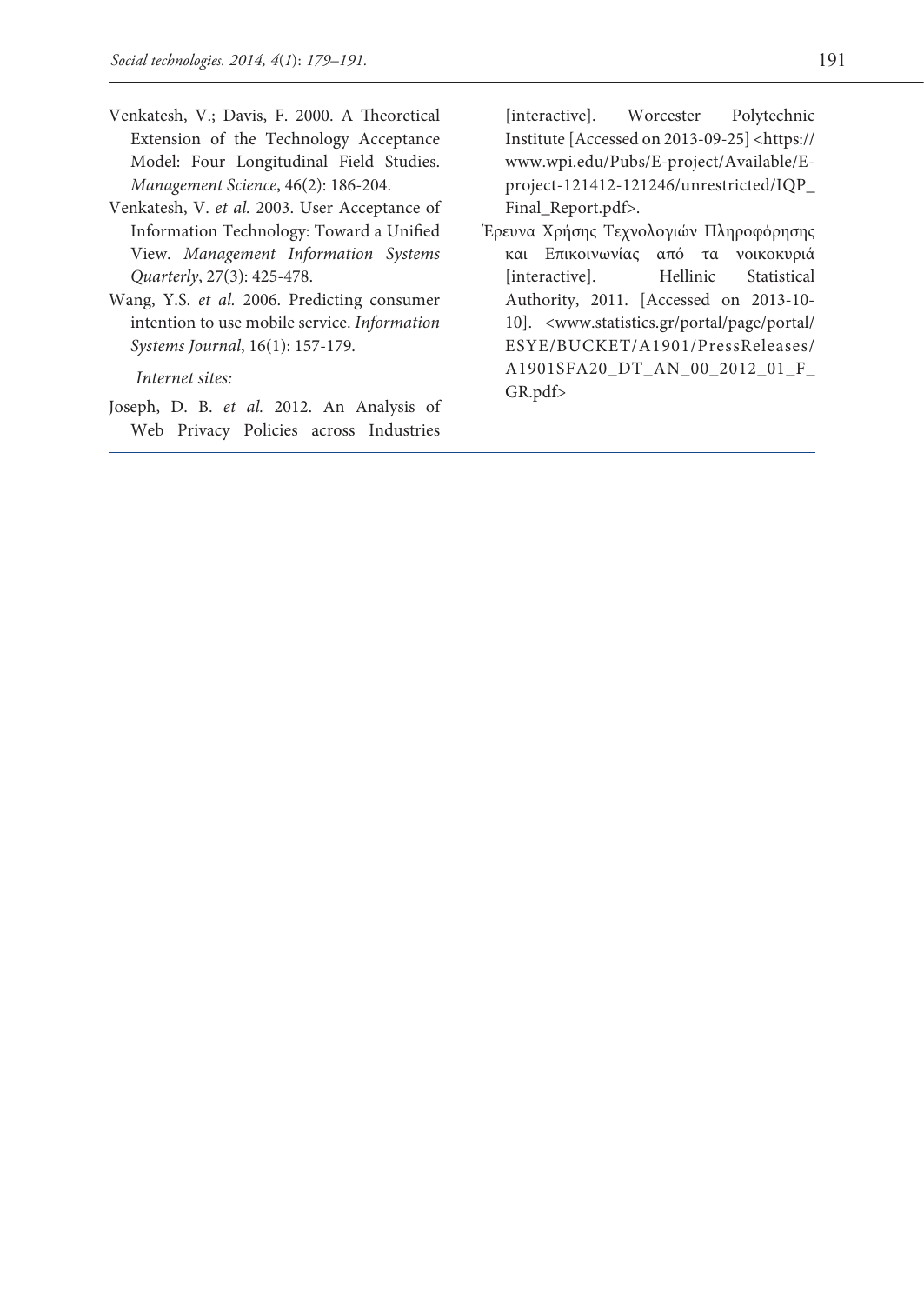Venkatesh, V.; Davis, F. 2000. A Theoretical Extension of the Technology Acceptance Model: Four Longitudinal Field Studies. *Management Science*, 46(2): 186-204.

Venkatesh, V. *et al.* 2003. User Acceptance of Information Technology: Toward a Unified View. *Management Information Systems Quarterly*, 27(3): 425-478.

Wang, Y.S. *et al.* 2006. Predicting consumer intention to use mobile service. *Information Systems Journal*, 16(1): 157-179.

*Internet sites:*

Joseph, D. B. *et al.* 2012. An Analysis of Web Privacy Policies across Industries [interactive]. Worcester Polytechnic Institute [Accessed on 2013-09-25] <https://www.wpi.edu/Pubs/E-project/Available/E-project-121412-121246/unrestricted/IQP_Final_Report.pdf>.

Έρευνα Χρήσης Τεχνολογιών Πληροφόρησης και Επικοινωνίας από τα νοικοκυριά [interactive]. Hellinic Statistical Authority, 2011. [Accessed on 2013-10-10]. <www.statistics.gr/portal/page/portal/ESYE/BUCKET/A1901/PressReleases/A1901SFA20_DT_AN_00_2012_01_F_GR.pdf>